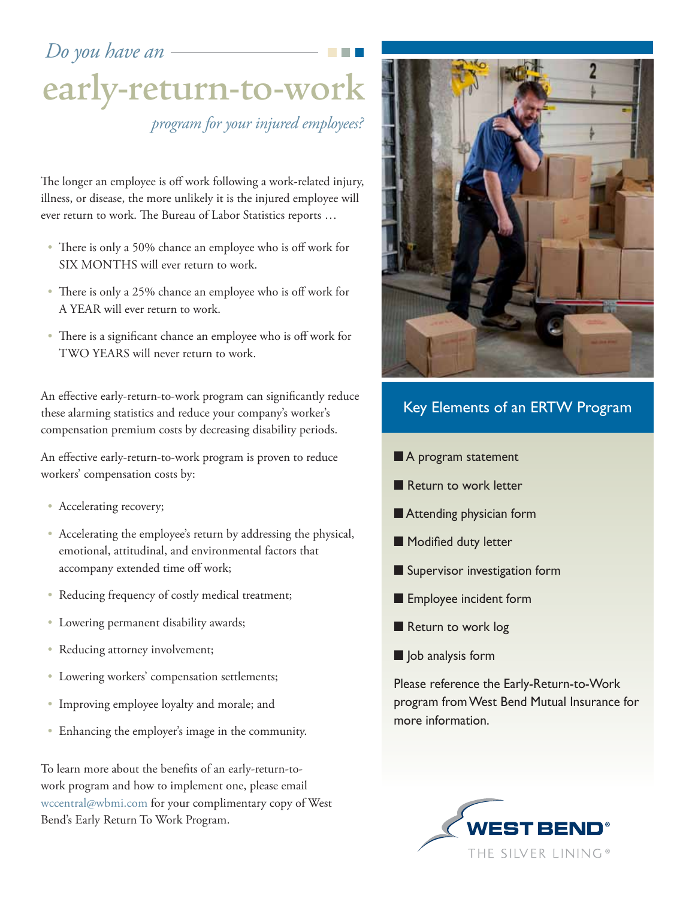*Do you have an*

# early-return-to-work

*program for your injured employees?*

The longer an employee is off work following a work-related injury, illness, or disease, the more unlikely it is the injured employee will ever return to work. The Bureau of Labor Statistics reports …

- There is only a 50% chance an employee who is off work for SIX MONTHS will ever return to work.
- There is only a 25% chance an employee who is off work for A YEAR will ever return to work.
- There is a significant chance an employee who is off work for TWO YEARS will never return to work.

An effective early-return-to-work program can significantly reduce these alarming statistics and reduce your company's worker's compensation premium costs by decreasing disability periods.

An effective early-return-to-work program is proven to reduce workers' compensation costs by:

- Accelerating recovery;
- Accelerating the employee's return by addressing the physical, emotional, attitudinal, and environmental factors that accompany extended time off work;
- Reducing frequency of costly medical treatment;
- Lowering permanent disability awards;
- Reducing attorney involvement;
- Lowering workers' compensation settlements;
- Improving employee loyalty and morale; and
- Enhancing the employer's image in the community.

To learn more about the benefits of an early-return-to-work program and how to implement one, please email wccentral@wbmi.com for your complimentary copy of West Bend's Early Return To Work Program.

## Key Elements of an ERTW Program

- A program statement
- Return to work letter
- Attending physician form
- Modified duty letter
- Supervisor investigation form
- Employee incident form
- Return to work log
- Job analysis form

Please reference the Early-Return-to-Work program from West Bend Mutual Insurance for more information.

WEST BEND®

THE SILVER LINING®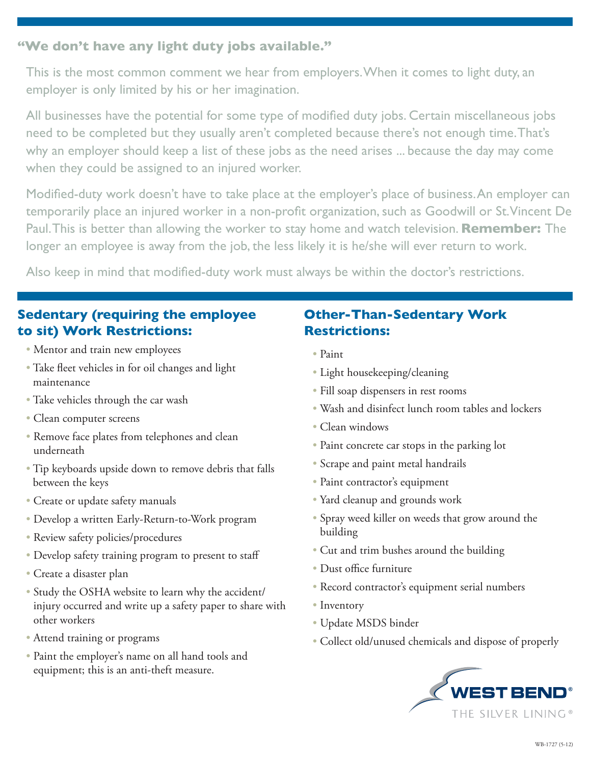## "We don't have any light duty jobs available."

This is the most common comment we hear from employers. When it comes to light duty, an employer is only limited by his or her imagination.

All businesses have the potential for some type of modified duty jobs. Certain miscellaneous jobs need to be completed but they usually aren't completed because there's not enough time. That's why an employer should keep a list of these jobs as the need arises ... because the day may come when they could be assigned to an injured worker.

Modified-duty work doesn't have to take place at the employer's place of business. An employer can temporarily place an injured worker in a non-profit organization, such as Goodwill or St. Vincent De Paul. This is better than allowing the worker to stay home and watch television. **Remember:** The longer an employee is away from the job, the less likely it is he/she will ever return to work.

Also keep in mind that modified-duty work must always be within the doctor's restrictions.

### Sedentary (requiring the employee to sit) Work Restrictions:

- Mentor and train new employees
- Take fleet vehicles in for oil changes and light maintenance
- Take vehicles through the car wash
- Clean computer screens
- Remove face plates from telephones and clean underneath
- Tip keyboards upside down to remove debris that falls between the keys
- Create or update safety manuals
- Develop a written Early-Return-to-Work program
- Review safety policies/procedures
- Develop safety training program to present to staff
- Create a disaster plan
- Study the OSHA website to learn why the accident/injury occurred and write up a safety paper to share with other workers
- Attend training or programs
- Paint the employer's name on all hand tools and equipment; this is an anti-theft measure.

### Other-Than-Sedentary Work Restrictions:

- Paint
- Light housekeeping/cleaning
- Fill soap dispensers in rest rooms
- Wash and disinfect lunch room tables and lockers
- Clean windows
- Paint concrete car stops in the parking lot
- Scrape and paint metal handrails
- Paint contractor's equipment
- Yard cleanup and grounds work
- Spray weed killer on weeds that grow around the building
- Cut and trim bushes around the building
- Dust office furniture
- Record contractor's equipment serial numbers
- Inventory
- Update MSDS binder
- Collect old/unused chemicals and dispose of properly

WEST BEND®
THE SILVER LINING®

WB-1727 (5-12)